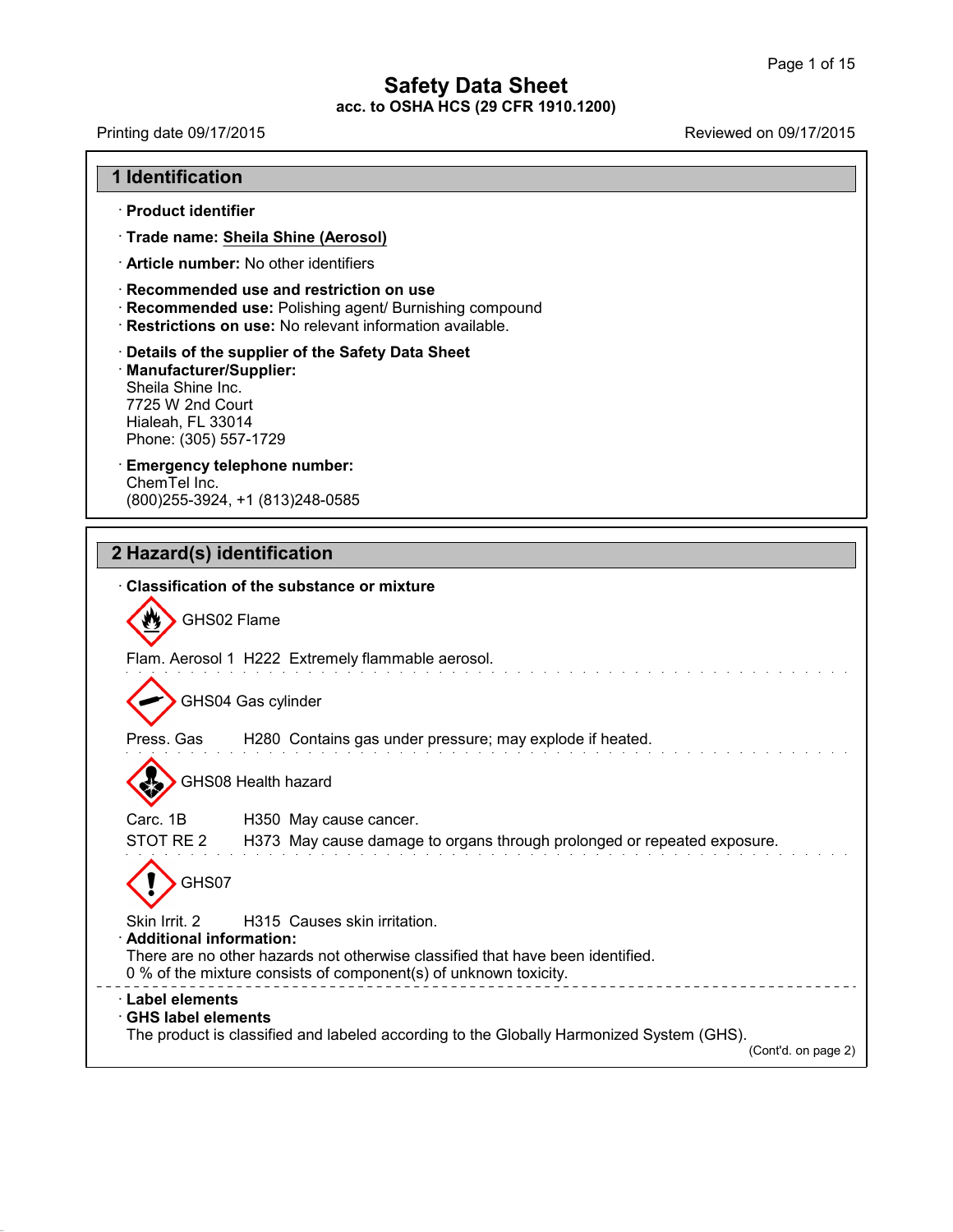# Safety Data Sheet

**acc. to OSHA HCS (29 CFR 1910.1200)**

Printing date 09/17/2015 Reviewed on 09/17/2015

## 1 Identification

- **Product identifier**
- **Trade name: Sheila Shine (Aerosol)**
- **Article number:** No other identifiers
- **Recommended use and restriction on use**
- **Recommended use:** Polishing agent/ Burnishing compound
- **Restrictions on use:** No relevant information available.
- **Details of the supplier of the Safety Data Sheet**
- **Manufacturer/Supplier:**
  Sheila Shine Inc.
  7725 W 2nd Court
  Hialeah, FL 33014
  Phone: (305) 557-1729
- **Emergency telephone number:**
  ChemTel Inc.
  (800)255-3924, +1 (813)248-0585

## 2 Hazard(s) identification

- **Classification of the substance or mixture**

GHS02 Flame

Flam. Aerosol 1 H222 Extremely flammable aerosol.

GHS04 Gas cylinder

Press. Gas H280 Contains gas under pressure; may explode if heated.

GHS08 Health hazard

Carc. 1B H350 May cause cancer.

STOT RE 2 H373 May cause damage to organs through prolonged or repeated exposure.

GHS07

Skin Irrit. 2 H315 Causes skin irritation.

- **Additional information:**
  There are no other hazards not otherwise classified that have been identified.
  0 % of the mixture consists of component(s) of unknown toxicity.
- **Label elements**
- **GHS label elements**
  The product is classified and labeled according to the Globally Harmonized System (GHS).

(Cont'd. on page 2)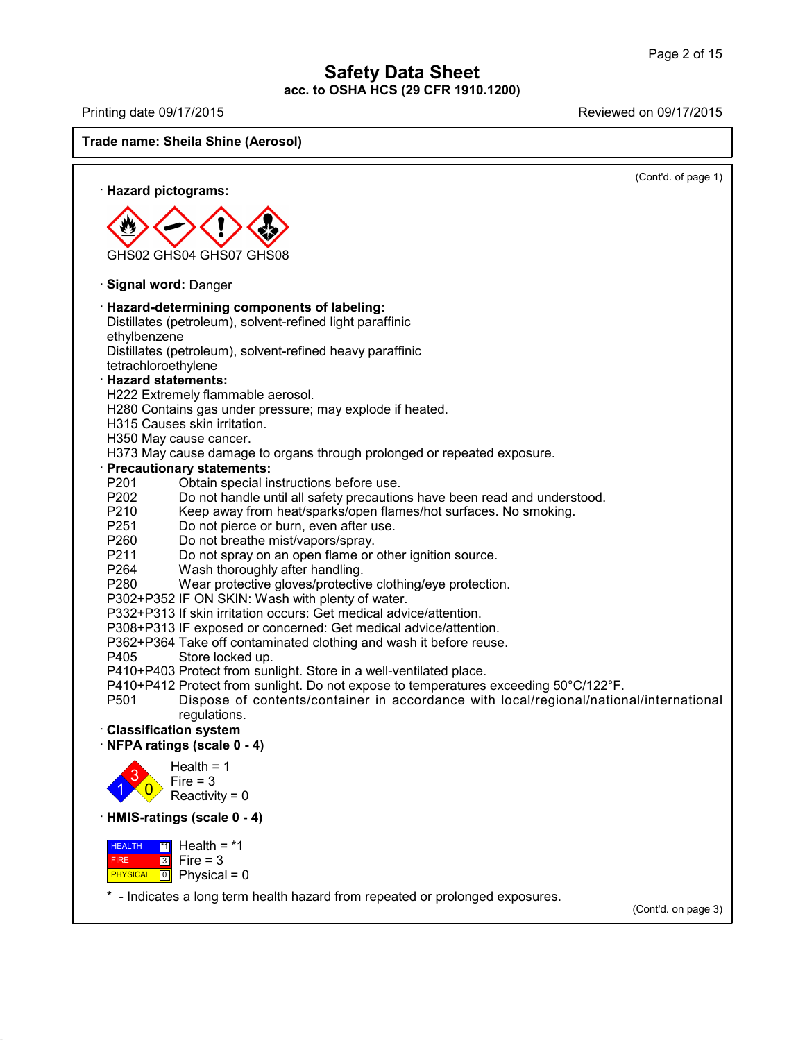# Safety Data Sheet

**acc. to OSHA HCS (29 CFR 1910.1200)**

Printing date 09/17/2015 | Reviewed on 09/17/2015

**Trade name: Sheila Shine (Aerosol)**

(Cont'd. of page 1)

· **Hazard pictograms:**

GHS02 GHS04 GHS07 GHS08

· **Signal word:** Danger

· **Hazard-determining components of labeling:**
Distillates (petroleum), solvent-refined light paraffinic
ethylbenzene
Distillates (petroleum), solvent-refined heavy paraffinic
tetrachloroethylene

· **Hazard statements:**
H222 Extremely flammable aerosol.
H280 Contains gas under pressure; may explode if heated.
H315 Causes skin irritation.
H350 May cause cancer.
H373 May cause damage to organs through prolonged or repeated exposure.

· **Precautionary statements:**
P201 Obtain special instructions before use.
P202 Do not handle until all safety precautions have been read and understood.
P210 Keep away from heat/sparks/open flames/hot surfaces. No smoking.
P251 Do not pierce or burn, even after use.
P260 Do not breathe mist/vapors/spray.
P211 Do not spray on an open flame or other ignition source.
P264 Wash thoroughly after handling.
P280 Wear protective gloves/protective clothing/eye protection.
P302+P352 IF ON SKIN: Wash with plenty of water.
P332+P313 If skin irritation occurs: Get medical advice/attention.
P308+P313 IF exposed or concerned: Get medical advice/attention.
P362+P364 Take off contaminated clothing and wash it before reuse.
P405 Store locked up.
P410+P403 Protect from sunlight. Store in a well-ventilated place.
P410+P412 Protect from sunlight. Do not expose to temperatures exceeding 50°C/122°F.
P501 Dispose of contents/container in accordance with local/regional/national/international regulations.

· **Classification system**

· **NFPA ratings (scale 0 - 4)**

Health = 1
Fire = 3
Reactivity = 0

· **HMIS-ratings (scale 0 - 4)**

| | | |
|---|---|---|
| HEALTH | *1 | Health = *1 |
| FIRE | 3 | Fire = 3 |
| PHYSICAL | 0 | Physical = 0 |

\* - Indicates a long term health hazard from repeated or prolonged exposures.

(Cont'd. on page 3)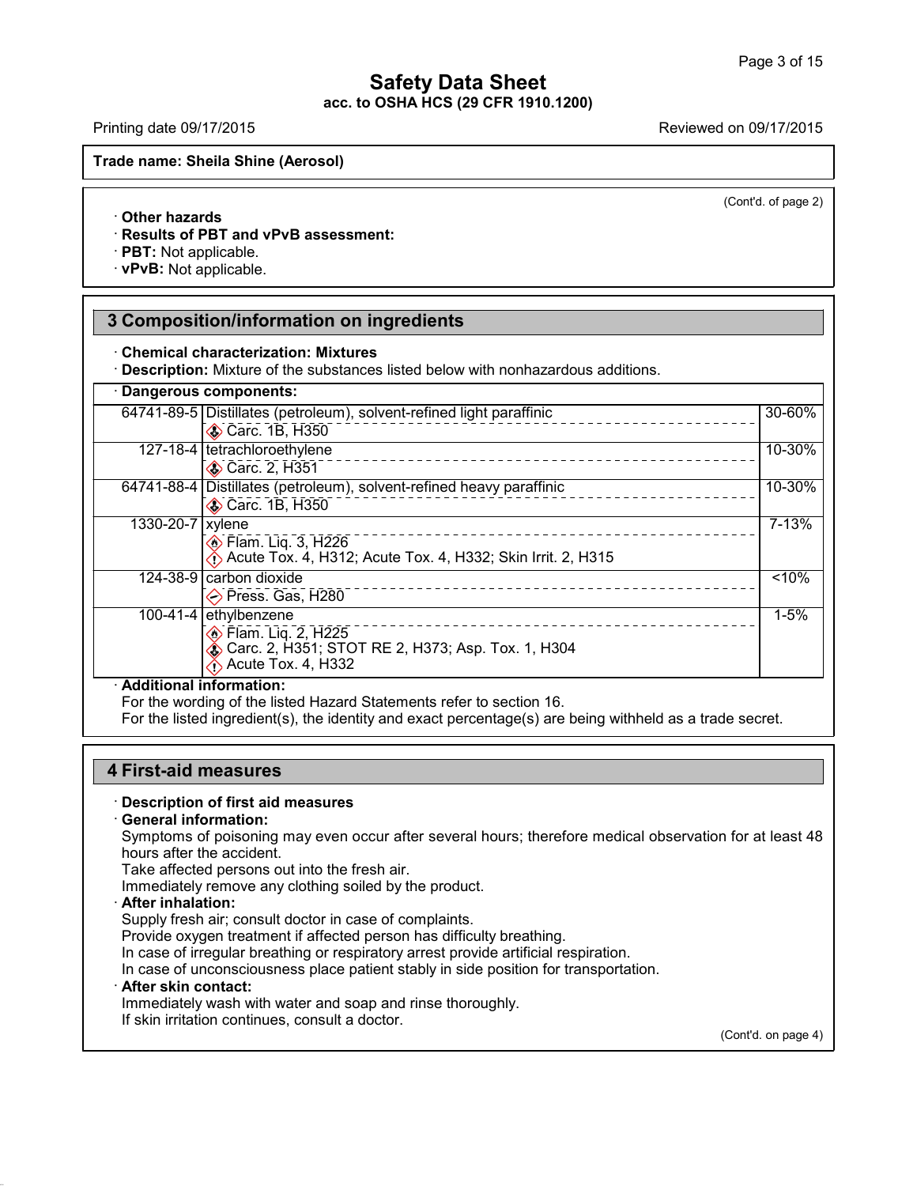(Cont'd. of page 2)

· **Other hazards**
· **Results of PBT and vPvB assessment:**
· **PBT:** Not applicable.
· **vPvB:** Not applicable.

## 3 Composition/information on ingredients

· **Chemical characterization: Mixtures**
· **Description:** Mixture of the substances listed below with nonhazardous additions.

· **Dangerous components:**

| CAS | Component | % |
|---|---|---|
| 64741-89-5 | Distillates (petroleum), solvent-refined light paraffinic<br>Carc. 1B, H350 | 30-60% |
| 127-18-4 | tetrachloroethylene<br>Carc. 2, H351 | 10-30% |
| 64741-88-4 | Distillates (petroleum), solvent-refined heavy paraffinic<br>Carc. 1B, H350 | 10-30% |
| 1330-20-7 | xylene<br>Flam. Liq. 3, H226<br>Acute Tox. 4, H312; Acute Tox. 4, H332; Skin Irrit. 2, H315 | 7-13% |
| 124-38-9 | carbon dioxide<br>Press. Gas, H280 | <10% |
| 100-41-4 | ethylbenzene<br>Flam. Liq. 2, H225<br>Carc. 2, H351; STOT RE 2, H373; Asp. Tox. 1, H304<br>Acute Tox. 4, H332 | 1-5% |

· **Additional information:**
For the wording of the listed Hazard Statements refer to section 16.
For the listed ingredient(s), the identity and exact percentage(s) are being withheld as a trade secret.

## 4 First-aid measures

· **Description of first aid measures**
· **General information:**
Symptoms of poisoning may even occur after several hours; therefore medical observation for at least 48 hours after the accident.
Take affected persons out into the fresh air.
Immediately remove any clothing soiled by the product.
· **After inhalation:**
Supply fresh air; consult doctor in case of complaints.
Provide oxygen treatment if affected person has difficulty breathing.
In case of irregular breathing or respiratory arrest provide artificial respiration.
In case of unconsciousness place patient stably in side position for transportation.
· **After skin contact:**
Immediately wash with water and soap and rinse thoroughly.
If skin irritation continues, consult a doctor.

(Cont'd. on page 4)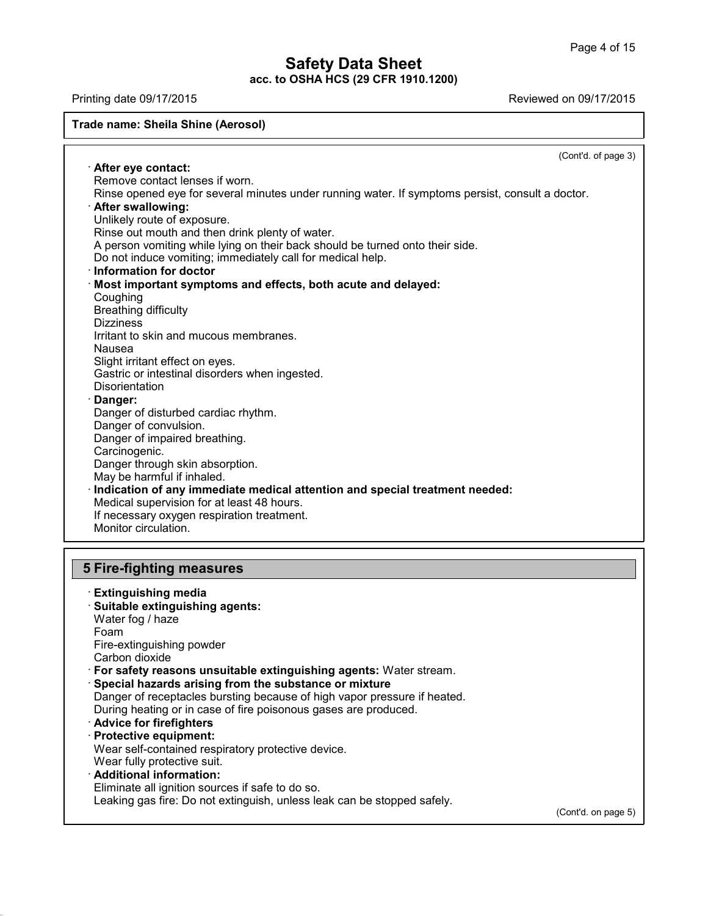(Cont'd. of page 3)

· **After eye contact:**
Remove contact lenses if worn.
Rinse opened eye for several minutes under running water. If symptoms persist, consult a doctor.

· **After swallowing:**
Unlikely route of exposure.
Rinse out mouth and then drink plenty of water.
A person vomiting while lying on their back should be turned onto their side.
Do not induce vomiting; immediately call for medical help.

· **Information for doctor**

· **Most important symptoms and effects, both acute and delayed:**
Coughing
Breathing difficulty
Dizziness
Irritant to skin and mucous membranes.
Nausea
Slight irritant effect on eyes.
Gastric or intestinal disorders when ingested.
Disorientation

· **Danger:**
Danger of disturbed cardiac rhythm.
Danger of convulsion.
Danger of impaired breathing.
Carcinogenic.
Danger through skin absorption.
May be harmful if inhaled.

· **Indication of any immediate medical attention and special treatment needed:**
Medical supervision for at least 48 hours.
If necessary oxygen respiration treatment.
Monitor circulation.

## 5 Fire-fighting measures

· **Extinguishing media**

· **Suitable extinguishing agents:**
Water fog / haze
Foam
Fire-extinguishing powder
Carbon dioxide

· **For safety reasons unsuitable extinguishing agents:** Water stream.

· **Special hazards arising from the substance or mixture**
Danger of receptacles bursting because of high vapor pressure if heated.
During heating or in case of fire poisonous gases are produced.

· **Advice for firefighters**

· **Protective equipment:**
Wear self-contained respiratory protective device.
Wear fully protective suit.

· **Additional information:**
Eliminate all ignition sources if safe to do so.
Leaking gas fire: Do not extinguish, unless leak can be stopped safely.

(Cont'd. on page 5)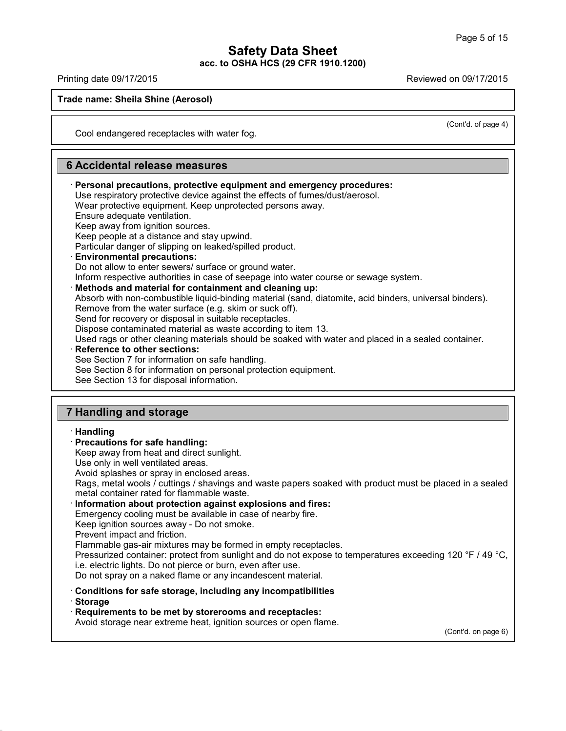(Cont'd. of page 4)

Cool endangered receptacles with water fog.

## 6 Accidental release measures

· **Personal precautions, protective equipment and emergency procedures:**
Use respiratory protective device against the effects of fumes/dust/aerosol.
Wear protective equipment. Keep unprotected persons away.
Ensure adequate ventilation.
Keep away from ignition sources.
Keep people at a distance and stay upwind.
Particular danger of slipping on leaked/spilled product.

· **Environmental precautions:**
Do not allow to enter sewers/ surface or ground water.
Inform respective authorities in case of seepage into water course or sewage system.

· **Methods and material for containment and cleaning up:**
Absorb with non-combustible liquid-binding material (sand, diatomite, acid binders, universal binders).
Remove from the water surface (e.g. skim or suck off).
Send for recovery or disposal in suitable receptacles.
Dispose contaminated material as waste according to item 13.
Used rags or other cleaning materials should be soaked with water and placed in a sealed container.

· **Reference to other sections:**
See Section 7 for information on safe handling.
See Section 8 for information on personal protection equipment.
See Section 13 for disposal information.

## 7 Handling and storage

· **Handling**

· **Precautions for safe handling:**
Keep away from heat and direct sunlight.
Use only in well ventilated areas.
Avoid splashes or spray in enclosed areas.
Rags, metal wools / cuttings / shavings and waste papers soaked with product must be placed in a sealed metal container rated for flammable waste.

· **Information about protection against explosions and fires:**
Emergency cooling must be available in case of nearby fire.
Keep ignition sources away - Do not smoke.
Prevent impact and friction.
Flammable gas-air mixtures may be formed in empty receptacles.
Pressurized container: protect from sunlight and do not expose to temperatures exceeding 120 °F / 49 °C, i.e. electric lights. Do not pierce or burn, even after use.
Do not spray on a naked flame or any incandescent material.

· **Conditions for safe storage, including any incompatibilities**

· **Storage**

· **Requirements to be met by storerooms and receptacles:**
Avoid storage near extreme heat, ignition sources or open flame.

(Cont'd. on page 6)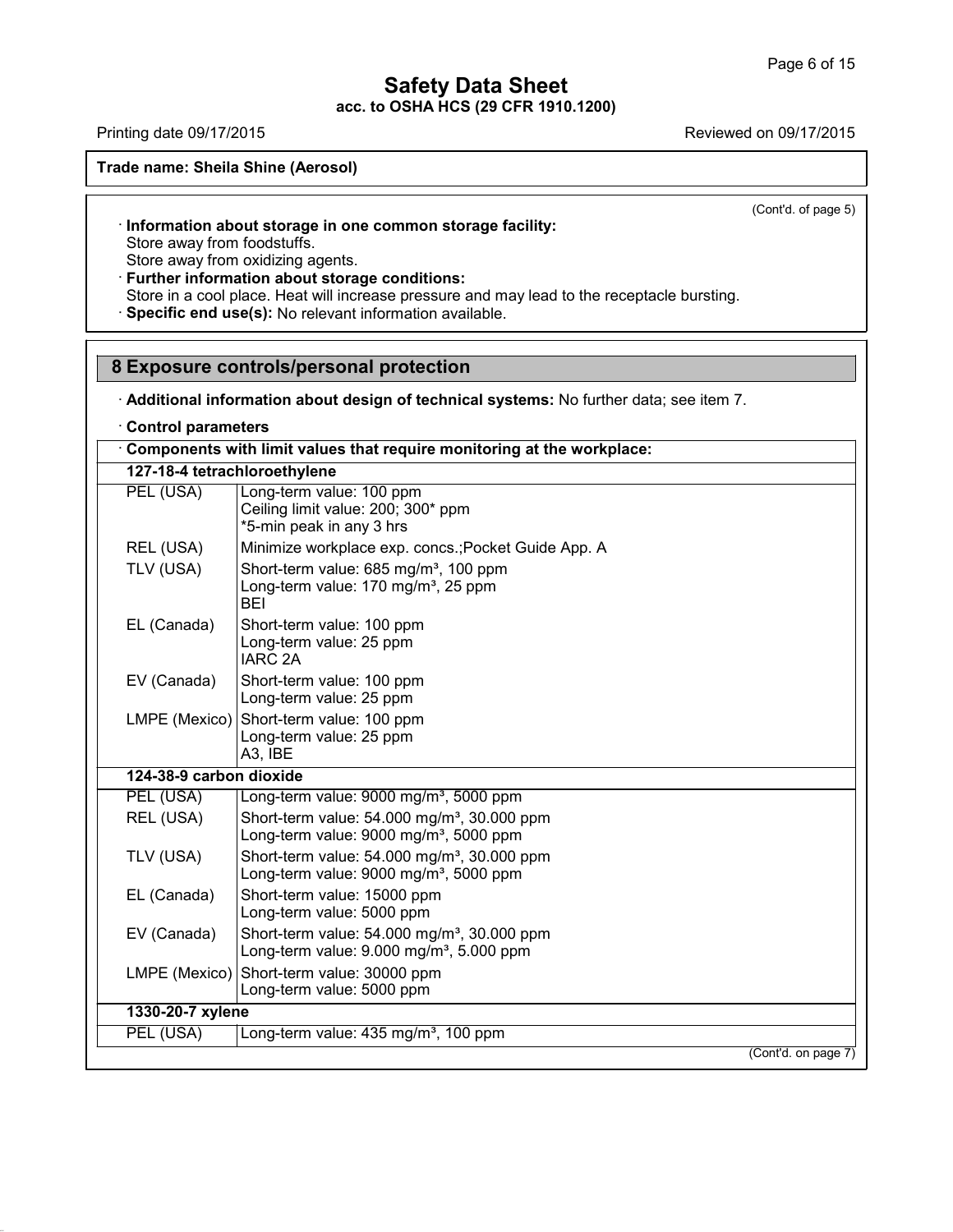(Cont'd. of page 5)

· **Information about storage in one common storage facility:**
Store away from foodstuffs.
Store away from oxidizing agents.
· **Further information about storage conditions:**
Store in a cool place. Heat will increase pressure and may lead to the receptacle bursting.
· **Specific end use(s):** No relevant information available.

## 8 Exposure controls/personal protection

· **Additional information about design of technical systems:** No further data; see item 7.

· **Control parameters**

| · **Components with limit values that require monitoring at the workplace:** | |
|---|---|
| **127-18-4 tetrachloroethylene** | |
| PEL (USA) | Long-term value: 100 ppm<br>Ceiling limit value: 200; 300* ppm<br>*5-min peak in any 3 hrs |
| REL (USA) | Minimize workplace exp. concs.;Pocket Guide App. A |
| TLV (USA) | Short-term value: 685 mg/m³, 100 ppm<br>Long-term value: 170 mg/m³, 25 ppm<br>BEI |
| EL (Canada) | Short-term value: 100 ppm<br>Long-term value: 25 ppm<br>IARC 2A |
| EV (Canada) | Short-term value: 100 ppm<br>Long-term value: 25 ppm |
| LMPE (Mexico) | Short-term value: 100 ppm<br>Long-term value: 25 ppm<br>A3, IBE |
| **124-38-9 carbon dioxide** | |
| PEL (USA) | Long-term value: 9000 mg/m³, 5000 ppm |
| REL (USA) | Short-term value: 54.000 mg/m³, 30.000 ppm<br>Long-term value: 9000 mg/m³, 5000 ppm |
| TLV (USA) | Short-term value: 54.000 mg/m³, 30.000 ppm<br>Long-term value: 9000 mg/m³, 5000 ppm |
| EL (Canada) | Short-term value: 15000 ppm<br>Long-term value: 5000 ppm |
| EV (Canada) | Short-term value: 54.000 mg/m³, 30.000 ppm<br>Long-term value: 9.000 mg/m³, 5.000 ppm |
| LMPE (Mexico) | Short-term value: 30000 ppm<br>Long-term value: 5000 ppm |
| **1330-20-7 xylene** | |
| PEL (USA) | Long-term value: 435 mg/m³, 100 ppm |

(Cont'd. on page 7)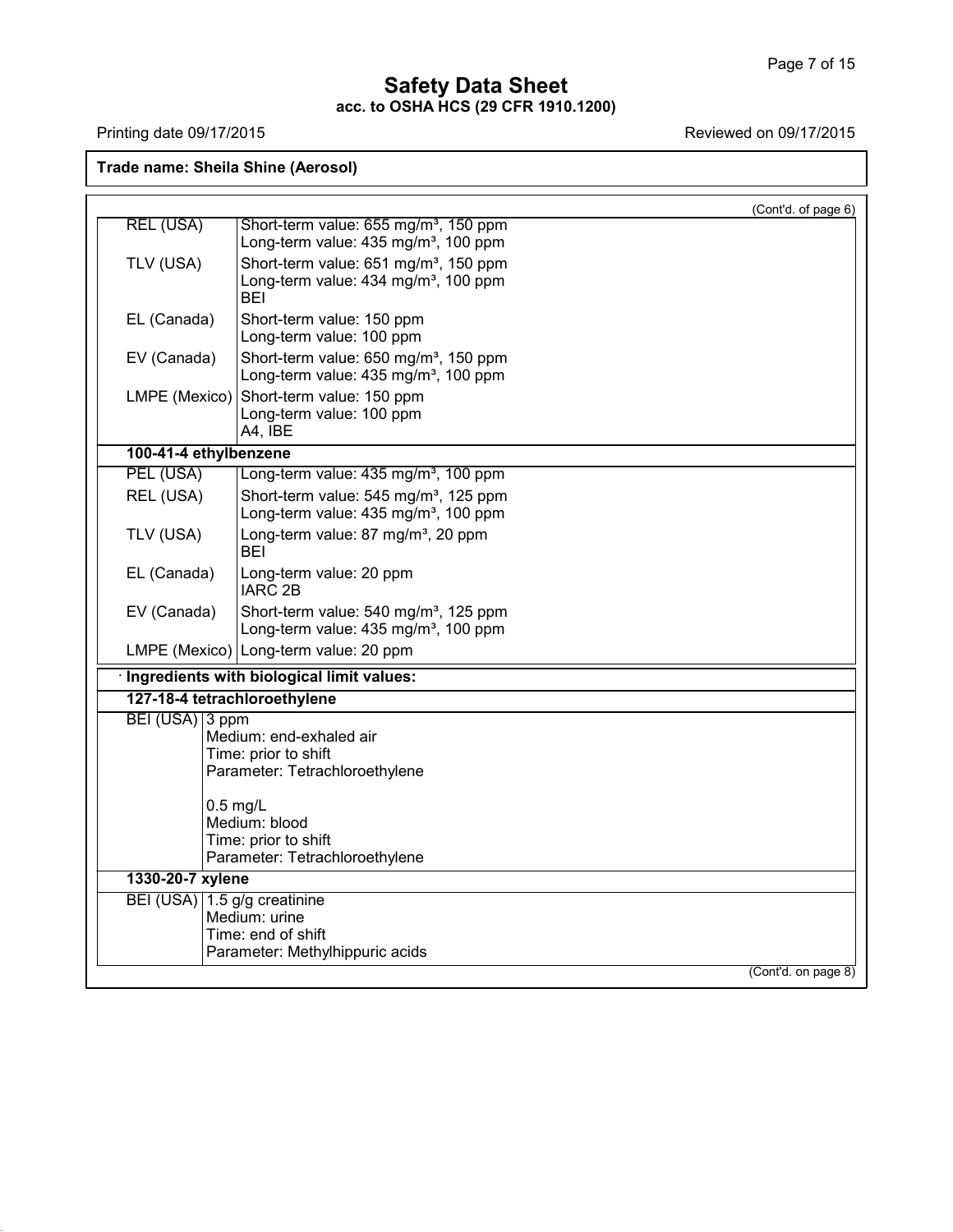(Cont'd. of page 6)

| | |
|---|---|
| REL (USA) | Short-term value: 655 mg/m³, 150 ppm<br>Long-term value: 435 mg/m³, 100 ppm |
| TLV (USA) | Short-term value: 651 mg/m³, 150 ppm<br>Long-term value: 434 mg/m³, 100 ppm<br>BEI |
| EL (Canada) | Short-term value: 150 ppm<br>Long-term value: 100 ppm |
| EV (Canada) | Short-term value: 650 mg/m³, 150 ppm<br>Long-term value: 435 mg/m³, 100 ppm |
| LMPE (Mexico) | Short-term value: 150 ppm<br>Long-term value: 100 ppm<br>A4, IBE |

**100-41-4 ethylbenzene**

| | |
|---|---|
| PEL (USA) | Long-term value: 435 mg/m³, 100 ppm |
| REL (USA) | Short-term value: 545 mg/m³, 125 ppm<br>Long-term value: 435 mg/m³, 100 ppm |
| TLV (USA) | Long-term value: 87 mg/m³, 20 ppm<br>BEI |
| EL (Canada) | Long-term value: 20 ppm<br>IARC 2B |
| EV (Canada) | Short-term value: 540 mg/m³, 125 ppm<br>Long-term value: 435 mg/m³, 100 ppm |
| LMPE (Mexico) | Long-term value: 20 ppm |

· **Ingredients with biological limit values:**

**127-18-4 tetrachloroethylene**

| | |
|---|---|
| BEI (USA) | 3 ppm<br>Medium: end-exhaled air<br>Time: prior to shift<br>Parameter: Tetrachloroethylene<br><br>0.5 mg/L<br>Medium: blood<br>Time: prior to shift<br>Parameter: Tetrachloroethylene |

**1330-20-7 xylene**

| | |
|---|---|
| BEI (USA) | 1.5 g/g creatinine<br>Medium: urine<br>Time: end of shift<br>Parameter: Methylhippuric acids |

(Cont'd. on page 8)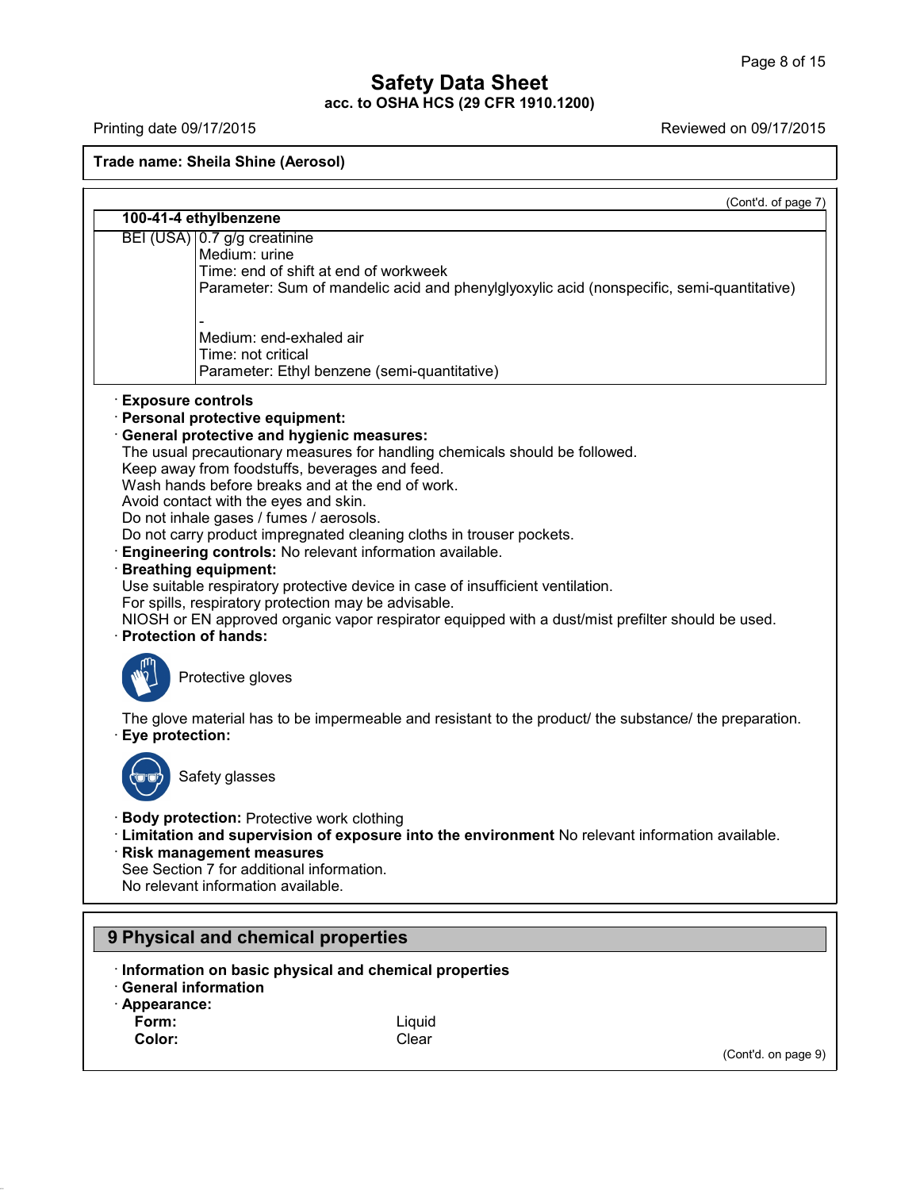## Safety Data Sheet
**acc. to OSHA HCS (29 CFR 1910.1200)**

Printing date 09/17/2015 | Reviewed on 09/17/2015

**Trade name: Sheila Shine (Aerosol)**

(Cont'd. of page 7)

| **100-41-4 ethylbenzene** | |
|---|---|
| BEI (USA) | 0.7 g/g creatinine<br>Medium: urine<br>Time: end of shift at end of workweek<br>Parameter: Sum of mandelic acid and phenylglyoxylic acid (nonspecific, semi-quantitative)<br><br>-<br>Medium: end-exhaled air<br>Time: not critical<br>Parameter: Ethyl benzene (semi-quantitative) |

· **Exposure controls**
· **Personal protective equipment:**
· **General protective and hygienic measures:**
The usual precautionary measures for handling chemicals should be followed.
Keep away from foodstuffs, beverages and feed.
Wash hands before breaks and at the end of work.
Avoid contact with the eyes and skin.
Do not inhale gases / fumes / aerosols.
Do not carry product impregnated cleaning cloths in trouser pockets.
· **Engineering controls:** No relevant information available.
· **Breathing equipment:**
Use suitable respiratory protective device in case of insufficient ventilation.
For spills, respiratory protection may be advisable.
NIOSH or EN approved organic vapor respirator equipped with a dust/mist prefilter should be used.
· **Protection of hands:**

Protective gloves

The glove material has to be impermeable and resistant to the product/ the substance/ the preparation.
· **Eye protection:**

Safety glasses

· **Body protection:** Protective work clothing
· **Limitation and supervision of exposure into the environment** No relevant information available.
· **Risk management measures**
See Section 7 for additional information.
No relevant information available.

## 9 Physical and chemical properties

· **Information on basic physical and chemical properties**
· **General information**
· **Appearance:**

| | |
|---|---|
| **Form:** | Liquid |
| **Color:** | Clear |

(Cont'd. on page 9)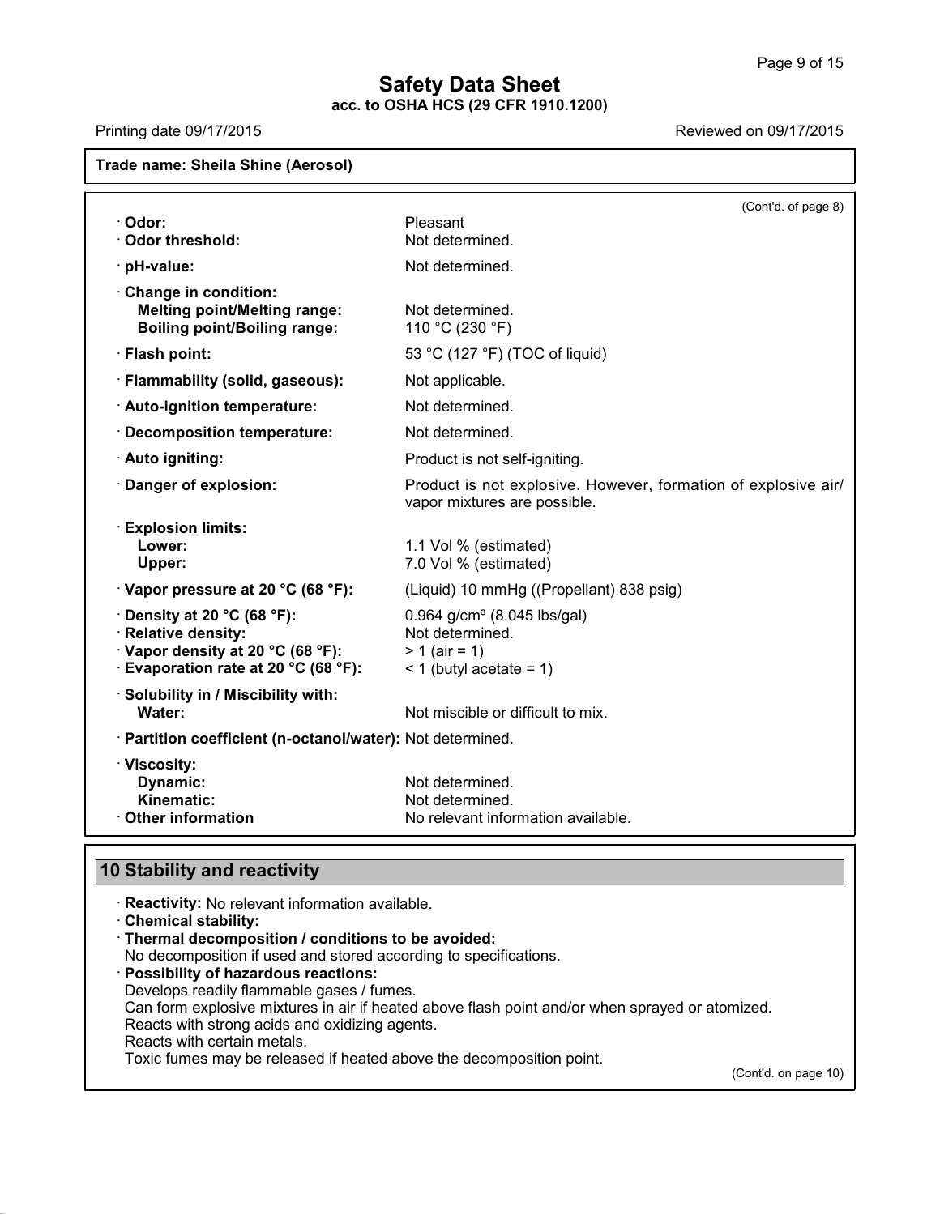**Trade name: Sheila Shine (Aerosol)**

(Cont'd. of page 8)

| | |
|---|---|
| · **Odor:** | Pleasant |
| · **Odor threshold:** | Not determined. |
| · **pH-value:** | Not determined. |
| · **Change in condition:** | |
| **Melting point/Melting range:** | Not determined. |
| **Boiling point/Boiling range:** | 110 °C (230 °F) |
| · **Flash point:** | 53 °C (127 °F) (TOC of liquid) |
| · **Flammability (solid, gaseous):** | Not applicable. |
| · **Auto-ignition temperature:** | Not determined. |
| · **Decomposition temperature:** | Not determined. |
| · **Auto igniting:** | Product is not self-igniting. |
| · **Danger of explosion:** | Product is not explosive. However, formation of explosive air/vapor mixtures are possible. |
| · **Explosion limits:** | |
| **Lower:** | 1.1 Vol % (estimated) |
| **Upper:** | 7.0 Vol % (estimated) |
| · **Vapor pressure at 20 °C (68 °F):** | (Liquid) 10 mmHg ((Propellant) 838 psig) |
| · **Density at 20 °C (68 °F):** | 0.964 g/cm³ (8.045 lbs/gal) |
| · **Relative density:** | Not determined. |
| · **Vapor density at 20 °C (68 °F):** | > 1 (air = 1) |
| · **Evaporation rate at 20 °C (68 °F):** | < 1 (butyl acetate = 1) |
| · **Solubility in / Miscibility with:** | |
| **Water:** | Not miscible or difficult to mix. |
| · **Partition coefficient (n-octanol/water):** | Not determined. |
| · **Viscosity:** | |
| **Dynamic:** | Not determined. |
| **Kinematic:** | Not determined. |
| · **Other information** | No relevant information available. |

## 10 Stability and reactivity

· **Reactivity:** No relevant information available.

· **Chemical stability:**

· **Thermal decomposition / conditions to be avoided:**
No decomposition if used and stored according to specifications.

· **Possibility of hazardous reactions:**
Develops readily flammable gases / fumes.
Can form explosive mixtures in air if heated above flash point and/or when sprayed or atomized.
Reacts with strong acids and oxidizing agents.
Reacts with certain metals.
Toxic fumes may be released if heated above the decomposition point.

(Cont'd. on page 10)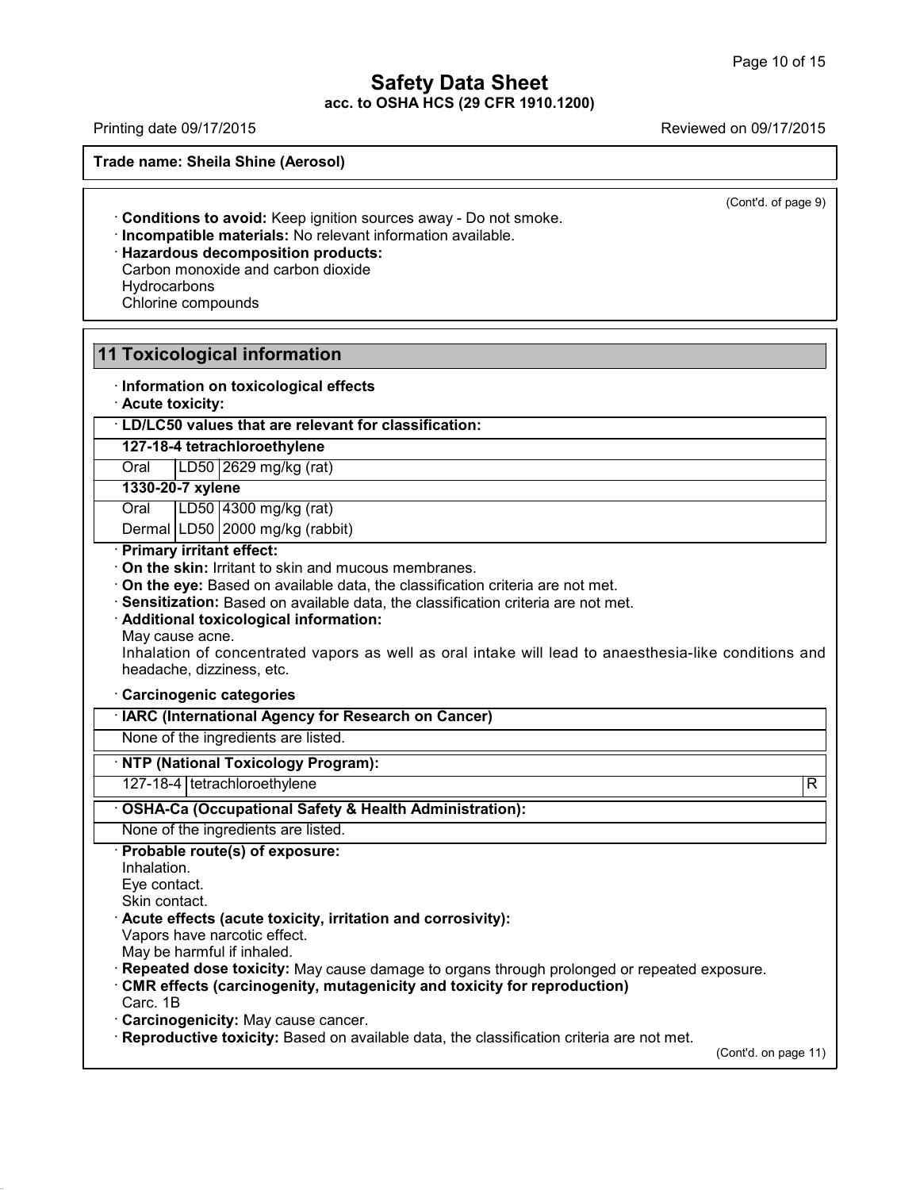(Cont'd. of page 9)

· **Conditions to avoid:** Keep ignition sources away - Do not smoke.
· **Incompatible materials:** No relevant information available.
· **Hazardous decomposition products:**
Carbon monoxide and carbon dioxide
Hydrocarbons
Chlorine compounds

## 11 Toxicological information

· **Information on toxicological effects**
· **Acute toxicity:**

| · **LD/LC50 values that are relevant for classification:** | | |
|---|---|---|
| **127-18-4 tetrachloroethylene** | | |
| Oral | LD50 | 2629 mg/kg (rat) |
| **1330-20-7 xylene** | | |
| Oral | LD50 | 4300 mg/kg (rat) |
| Dermal | LD50 | 2000 mg/kg (rabbit) |

· **Primary irritant effect:**
· **On the skin:** Irritant to skin and mucous membranes.
· **On the eye:** Based on available data, the classification criteria are not met.
· **Sensitization:** Based on available data, the classification criteria are not met.
· **Additional toxicological information:**
May cause acne.
Inhalation of concentrated vapors as well as oral intake will lead to anaesthesia-like conditions and headache, dizziness, etc.

· **Carcinogenic categories**

| · **IARC (International Agency for Research on Cancer)** |
|---|
| None of the ingredients are listed. |

| · **NTP (National Toxicology Program):** | | |
|---|---|---|
| 127-18-4 | tetrachloroethylene | R |

| · **OSHA-Ca (Occupational Safety & Health Administration):** |
|---|
| None of the ingredients are listed. |

· **Probable route(s) of exposure:**
Inhalation.
Eye contact.
Skin contact.
· **Acute effects (acute toxicity, irritation and corrosivity):**
Vapors have narcotic effect.
May be harmful if inhaled.
· **Repeated dose toxicity:** May cause damage to organs through prolonged or repeated exposure.
· **CMR effects (carcinogenity, mutagenicity and toxicity for reproduction)**
Carc. 1B
· **Carcinogenicity:** May cause cancer.
· **Reproductive toxicity:** Based on available data, the classification criteria are not met.

(Cont'd. on page 11)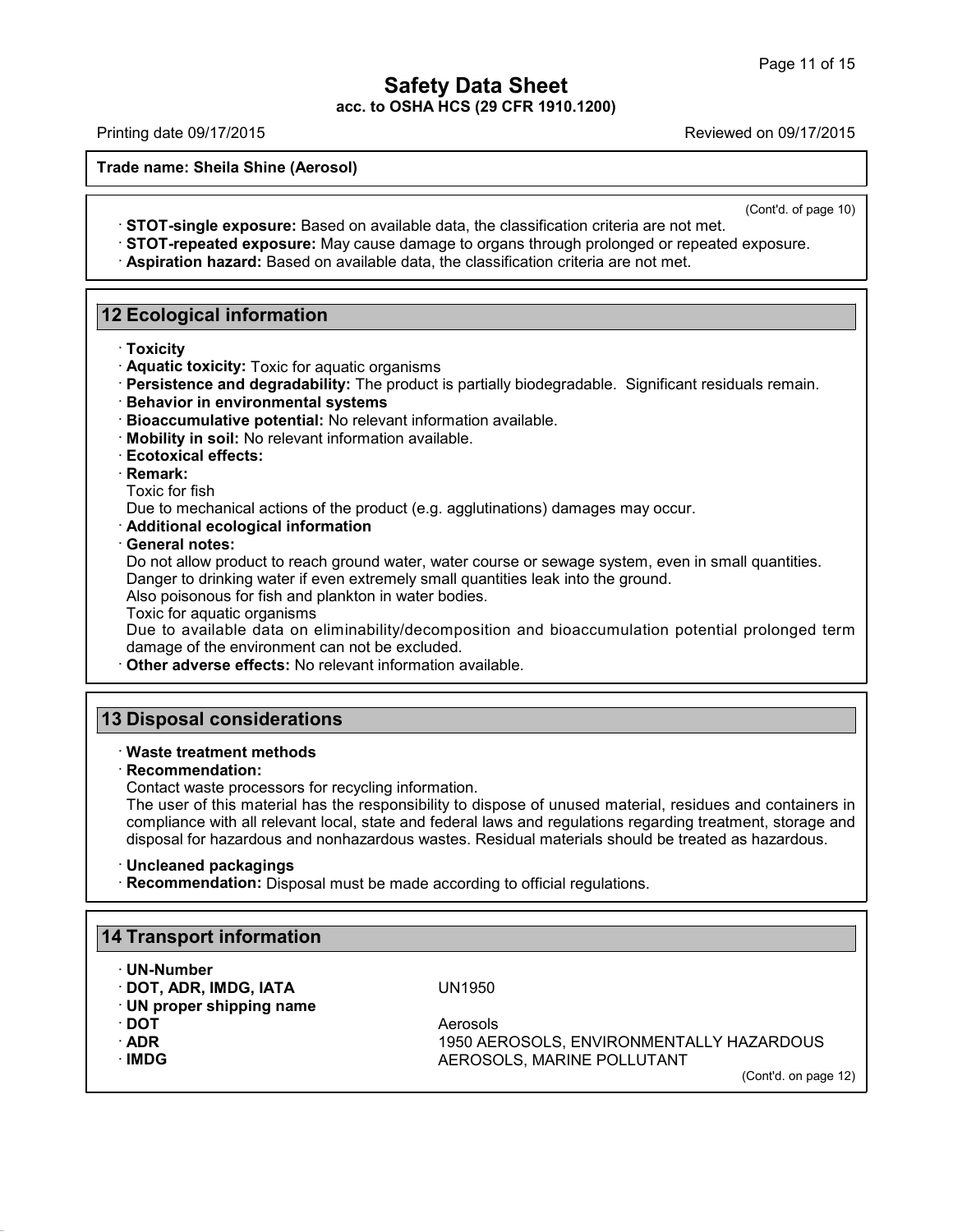(Cont'd. of page 10)

· **STOT-single exposure:** Based on available data, the classification criteria are not met.
· **STOT-repeated exposure:** May cause damage to organs through prolonged or repeated exposure.
· **Aspiration hazard:** Based on available data, the classification criteria are not met.

## 12 Ecological information

· **Toxicity**
· **Aquatic toxicity:** Toxic for aquatic organisms
· **Persistence and degradability:** The product is partially biodegradable. Significant residuals remain.
· **Behavior in environmental systems**
· **Bioaccumulative potential:** No relevant information available.
· **Mobility in soil:** No relevant information available.
· **Ecotoxical effects:**
· **Remark:**
Toxic for fish
Due to mechanical actions of the product (e.g. agglutinations) damages may occur.
· **Additional ecological information**
· **General notes:**
Do not allow product to reach ground water, water course or sewage system, even in small quantities.
Danger to drinking water if even extremely small quantities leak into the ground.
Also poisonous for fish and plankton in water bodies.
Toxic for aquatic organisms
Due to available data on eliminability/decomposition and bioaccumulation potential prolonged term damage of the environment can not be excluded.
· **Other adverse effects:** No relevant information available.

## 13 Disposal considerations

· **Waste treatment methods**
· **Recommendation:**
Contact waste processors for recycling information.
The user of this material has the responsibility to dispose of unused material, residues and containers in compliance with all relevant local, state and federal laws and regulations regarding treatment, storage and disposal for hazardous and nonhazardous wastes. Residual materials should be treated as hazardous.

· **Uncleaned packagings**
· **Recommendation:** Disposal must be made according to official regulations.

## 14 Transport information

· **UN-Number**
· **DOT, ADR, IMDG, IATA** UN1950
· **UN proper shipping name**
· **DOT** Aerosols
· **ADR** 1950 AEROSOLS, ENVIRONMENTALLY HAZARDOUS
· **IMDG** AEROSOLS, MARINE POLLUTANT

(Cont'd. on page 12)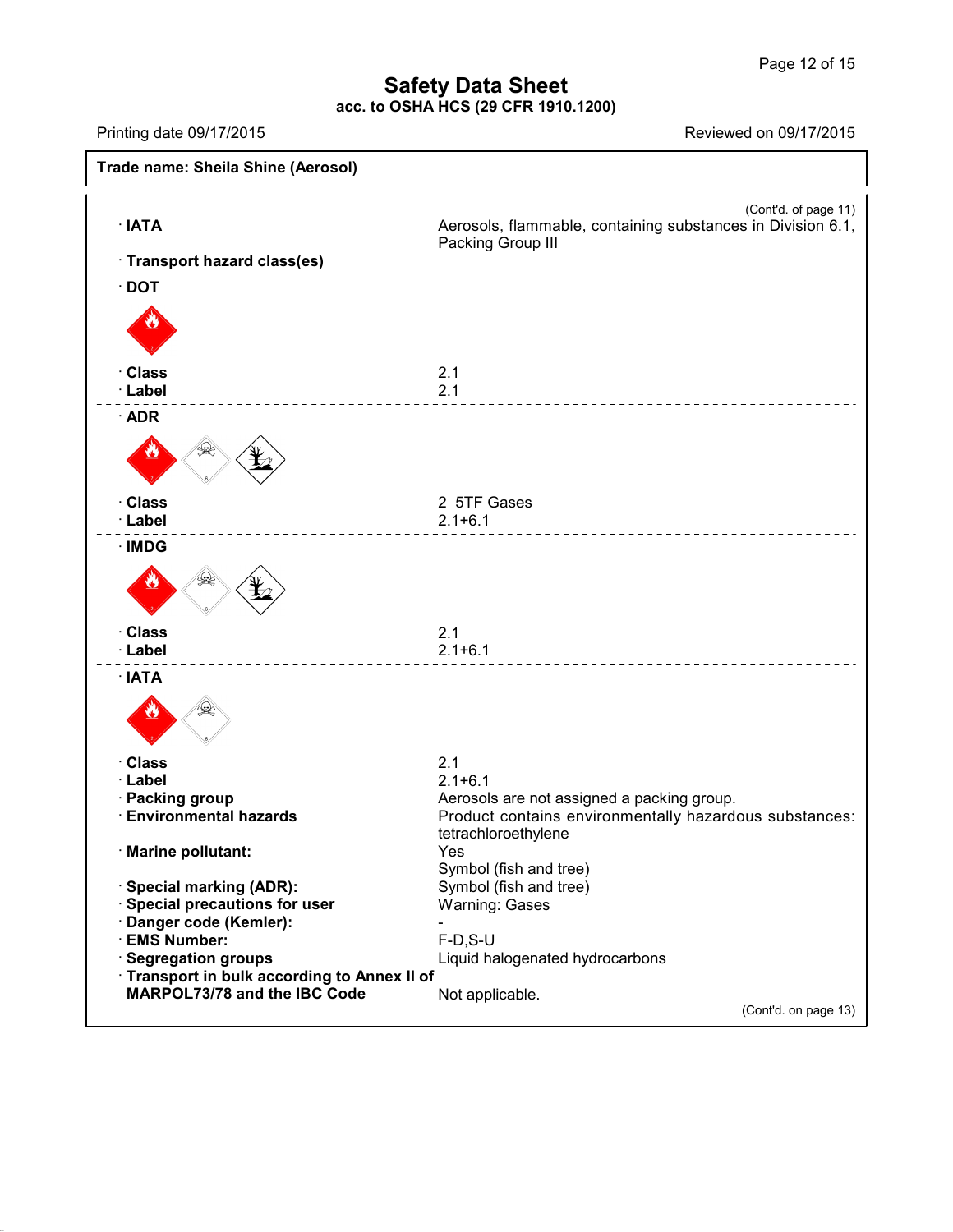**Safety Data Sheet**
**acc. to OSHA HCS (29 CFR 1910.1200)**

Printing date 09/17/2015 Reviewed on 09/17/2015

**Trade name: Sheila Shine (Aerosol)**

(Cont'd. of page 11)

· **IATA** Aerosols, flammable, containing substances in Division 6.1, Packing Group III

· **Transport hazard class(es)**

· **DOT**

· **Class** 2.1
· **Label** 2.1

---

· **ADR**

· **Class** 2 5TF Gases
· **Label** 2.1+6.1

---

· **IMDG**

· **Class** 2.1
· **Label** 2.1+6.1

---

· **IATA**

· **Class** 2.1
· **Label** 2.1+6.1
· **Packing group** Aerosols are not assigned a packing group.
· **Environmental hazards** Product contains environmentally hazardous substances: tetrachloroethylene
· **Marine pollutant:** Yes
Symbol (fish and tree)
· **Special marking (ADR):** Symbol (fish and tree)
· **Special precautions for user** Warning: Gases
· **Danger code (Kemler):** -
· **EMS Number:** F-D,S-U
· **Segregation groups** Liquid halogenated hydrocarbons
· **Transport in bulk according to Annex II of MARPOL73/78 and the IBC Code** Not applicable.

(Cont'd. on page 13)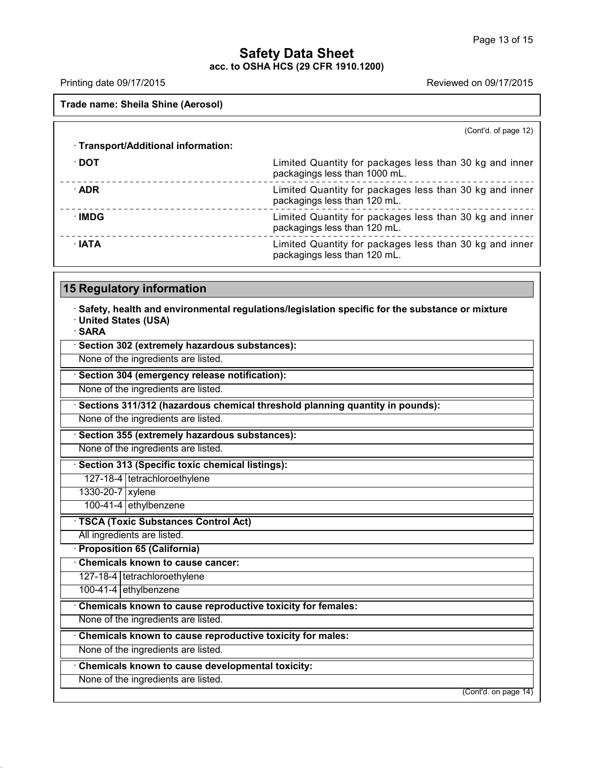**Trade name: Sheila Shine (Aerosol)**

(Cont'd. of page 12)

· **Transport/Additional information:**

| | |
|---|---|
| · **DOT** | Limited Quantity for packages less than 30 kg and inner packagings less than 1000 mL. |
| · **ADR** | Limited Quantity for packages less than 30 kg and inner packagings less than 120 mL. |
| · **IMDG** | Limited Quantity for packages less than 30 kg and inner packagings less than 120 mL. |
| · **IATA** | Limited Quantity for packages less than 30 kg and inner packagings less than 120 mL. |

## 15 Regulatory information

· **Safety, health and environmental regulations/legislation specific for the substance or mixture**
· **United States (USA)**
· **SARA**

· **Section 302 (extremely hazardous substances):**

None of the ingredients are listed.

· **Section 304 (emergency release notification):**

None of the ingredients are listed.

· **Sections 311/312 (hazardous chemical threshold planning quantity in pounds):**

None of the ingredients are listed.

· **Section 355 (extremely hazardous substances):**

None of the ingredients are listed.

· **Section 313 (Specific toxic chemical listings):**

| | |
|---|---|
| 127-18-4 | tetrachloroethylene |
| 1330-20-7 | xylene |
| 100-41-4 | ethylbenzene |

· **TSCA (Toxic Substances Control Act)**

All ingredients are listed.

· **Proposition 65 (California)**

· **Chemicals known to cause cancer:**

| | |
|---|---|
| 127-18-4 | tetrachloroethylene |
| 100-41-4 | ethylbenzene |

· **Chemicals known to cause reproductive toxicity for females:**

None of the ingredients are listed.

· **Chemicals known to cause reproductive toxicity for males:**

None of the ingredients are listed.

· **Chemicals known to cause developmental toxicity:**

None of the ingredients are listed.

(Cont'd. on page 14)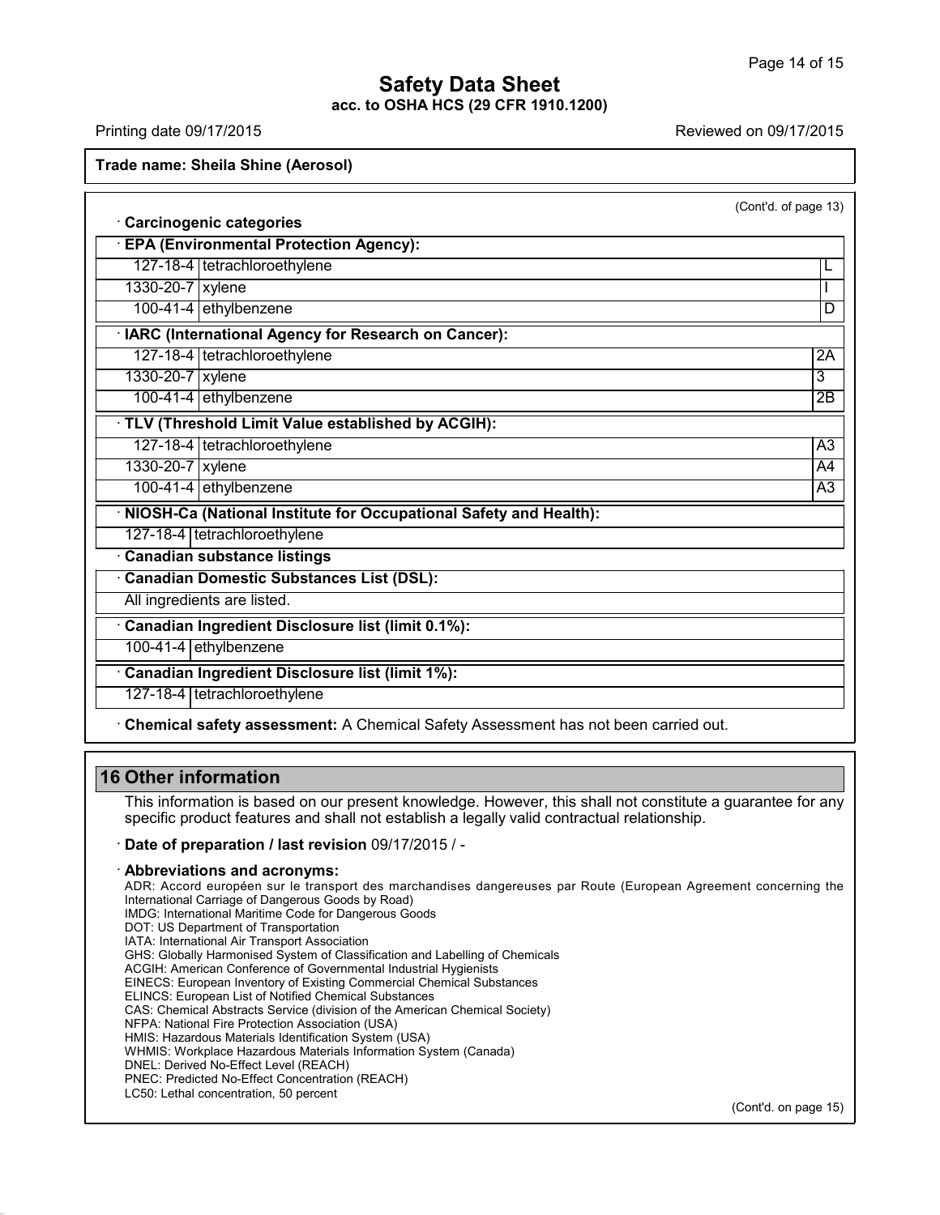Trade name: Sheila Shine (Aerosol)

(Cont'd. of page 13)

· **Carcinogenic categories**

· **EPA (Environmental Protection Agency):**

| | | |
|---|---|---|
| 127-18-4 | tetrachloroethylene | L |
| 1330-20-7 | xylene | I |
| 100-41-4 | ethylbenzene | D |

· **IARC (International Agency for Research on Cancer):**

| | | |
|---|---|---|
| 127-18-4 | tetrachloroethylene | 2A |
| 1330-20-7 | xylene | 3 |
| 100-41-4 | ethylbenzene | 2B |

· **TLV (Threshold Limit Value established by ACGIH):**

| | | |
|---|---|---|
| 127-18-4 | tetrachloroethylene | A3 |
| 1330-20-7 | xylene | A4 |
| 100-41-4 | ethylbenzene | A3 |

· **NIOSH-Ca (National Institute for Occupational Safety and Health):**

| | |
|---|---|
| 127-18-4 | tetrachloroethylene |

· **Canadian substance listings**

· **Canadian Domestic Substances List (DSL):**

All ingredients are listed.

· **Canadian Ingredient Disclosure list (limit 0.1%):**

| | |
|---|---|
| 100-41-4 | ethylbenzene |

· **Canadian Ingredient Disclosure list (limit 1%):**

| | |
|---|---|
| 127-18-4 | tetrachloroethylene |

· **Chemical safety assessment:** A Chemical Safety Assessment has not been carried out.

## 16 Other information

This information is based on our present knowledge. However, this shall not constitute a guarantee for any specific product features and shall not establish a legally valid contractual relationship.

· **Date of preparation / last revision** 09/17/2015 / -

· **Abbreviations and acronyms:**

ADR: Accord européen sur le transport des marchandises dangereuses par Route (European Agreement concerning the International Carriage of Dangerous Goods by Road)
IMDG: International Maritime Code for Dangerous Goods
DOT: US Department of Transportation
IATA: International Air Transport Association
GHS: Globally Harmonised System of Classification and Labelling of Chemicals
ACGIH: American Conference of Governmental Industrial Hygienists
EINECS: European Inventory of Existing Commercial Chemical Substances
ELINCS: European List of Notified Chemical Substances
CAS: Chemical Abstracts Service (division of the American Chemical Society)
NFPA: National Fire Protection Association (USA)
HMIS: Hazardous Materials Identification System (USA)
WHMIS: Workplace Hazardous Materials Information System (Canada)
DNEL: Derived No-Effect Level (REACH)
PNEC: Predicted No-Effect Concentration (REACH)
LC50: Lethal concentration, 50 percent

(Cont'd. on page 15)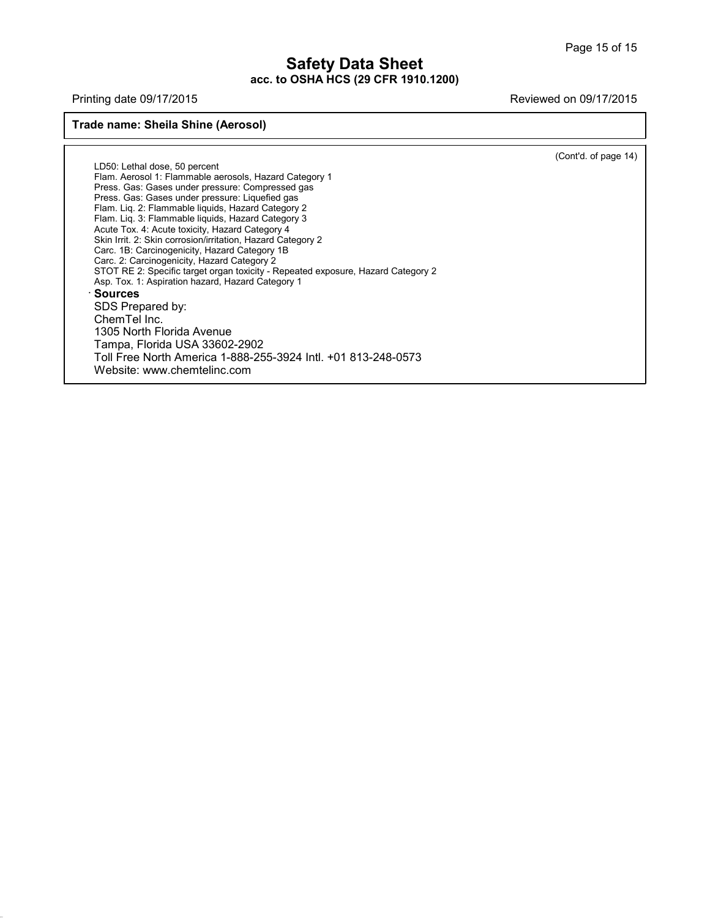(Cont'd. of page 14)

LD50: Lethal dose, 50 percent
Flam. Aerosol 1: Flammable aerosols, Hazard Category 1
Press. Gas: Gases under pressure: Compressed gas
Press. Gas: Gases under pressure: Liquefied gas
Flam. Liq. 2: Flammable liquids, Hazard Category 2
Flam. Liq. 3: Flammable liquids, Hazard Category 3
Acute Tox. 4: Acute toxicity, Hazard Category 4
Skin Irrit. 2: Skin corrosion/irritation, Hazard Category 2
Carc. 1B: Carcinogenicity, Hazard Category 1B
Carc. 2: Carcinogenicity, Hazard Category 2
STOT RE 2: Specific target organ toxicity - Repeated exposure, Hazard Category 2
Asp. Tox. 1: Aspiration hazard, Hazard Category 1

· **Sources**

SDS Prepared by:
ChemTel Inc.
1305 North Florida Avenue
Tampa, Florida USA 33602-2902
Toll Free North America 1-888-255-3924 Intl. +01 813-248-0573
Website: www.chemtelinc.com